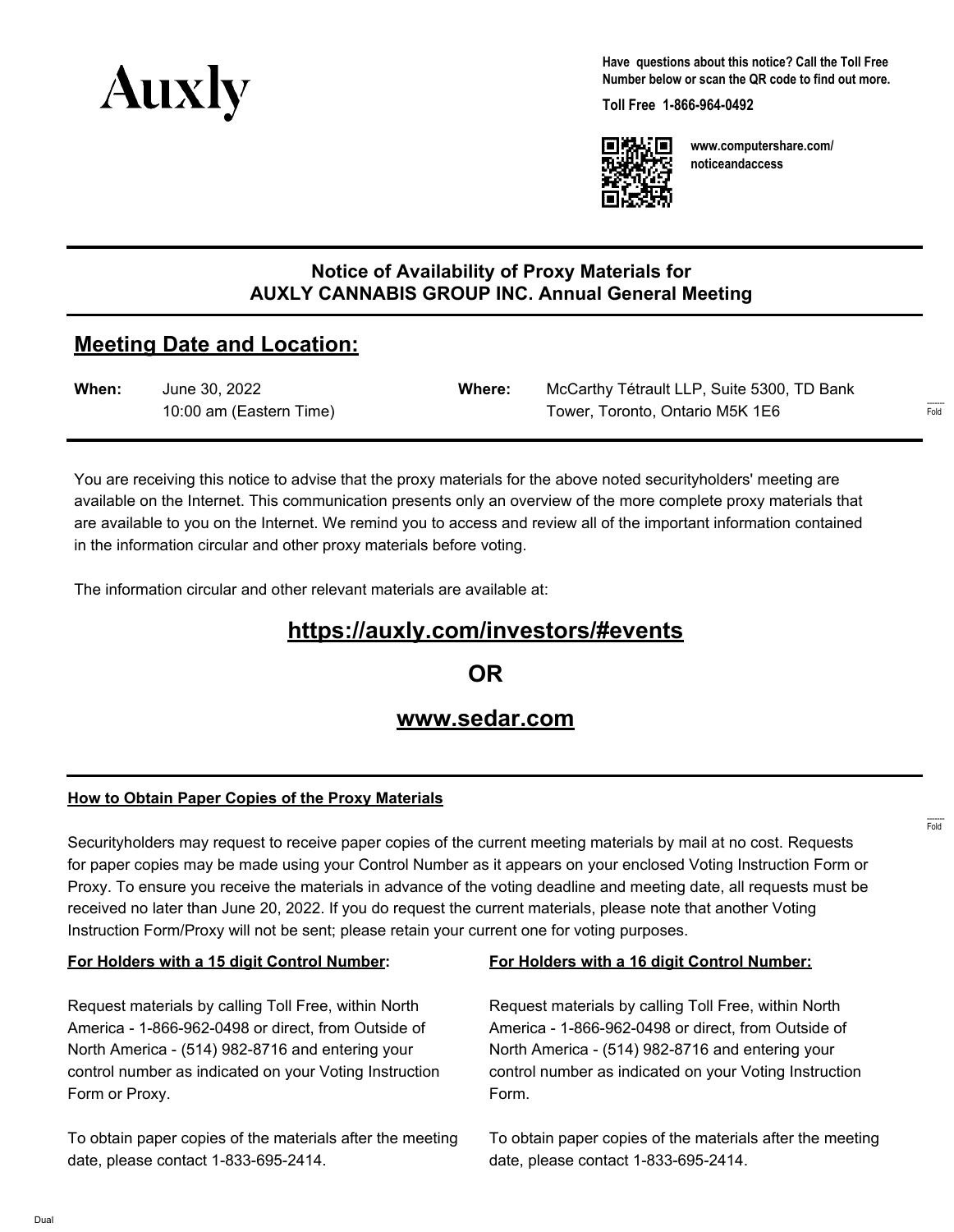Auxly

**Have questions about this notice? Call the Toll Free Number below or scan the QR code to find out more.**

**Toll Free 1-866-964-0492**

**www.computershare.com/noticeandaccess**

## Notice of Availability of Proxy Materials for AUXLY CANNABIS GROUP INC. Annual General Meeting

## Meeting Date and Location:

**When:** June 30, 2022
10:00 am (Eastern Time)

**Where:** McCarthy Tétrault LLP, Suite 5300, TD Bank Tower, Toronto, Ontario M5K 1E6

You are receiving this notice to advise that the proxy materials for the above noted securityholders' meeting are available on the Internet. This communication presents only an overview of the more complete proxy materials that are available to you on the Internet. We remind you to access and review all of the important information contained in the information circular and other proxy materials before voting.

The information circular and other relevant materials are available at:

**https://auxly.com/investors/#events**

**OR**

**www.sedar.com**

**How to Obtain Paper Copies of the Proxy Materials**

Securityholders may request to receive paper copies of the current meeting materials by mail at no cost. Requests for paper copies may be made using your Control Number as it appears on your enclosed Voting Instruction Form or Proxy. To ensure you receive the materials in advance of the voting deadline and meeting date, all requests must be received no later than June 20, 2022. If you do request the current materials, please note that another Voting Instruction Form/Proxy will not be sent; please retain your current one for voting purposes.

**For Holders with a 15 digit Control Number:**

Request materials by calling Toll Free, within North America - 1-866-962-0498 or direct, from Outside of North America - (514) 982-8716 and entering your control number as indicated on your Voting Instruction Form or Proxy.

To obtain paper copies of the materials after the meeting date, please contact 1-833-695-2414.

**For Holders with a 16 digit Control Number:**

Request materials by calling Toll Free, within North America - 1-866-962-0498 or direct, from Outside of North America - (514) 982-8716 and entering your control number as indicated on your Voting Instruction Form.

To obtain paper copies of the materials after the meeting date, please contact 1-833-695-2414.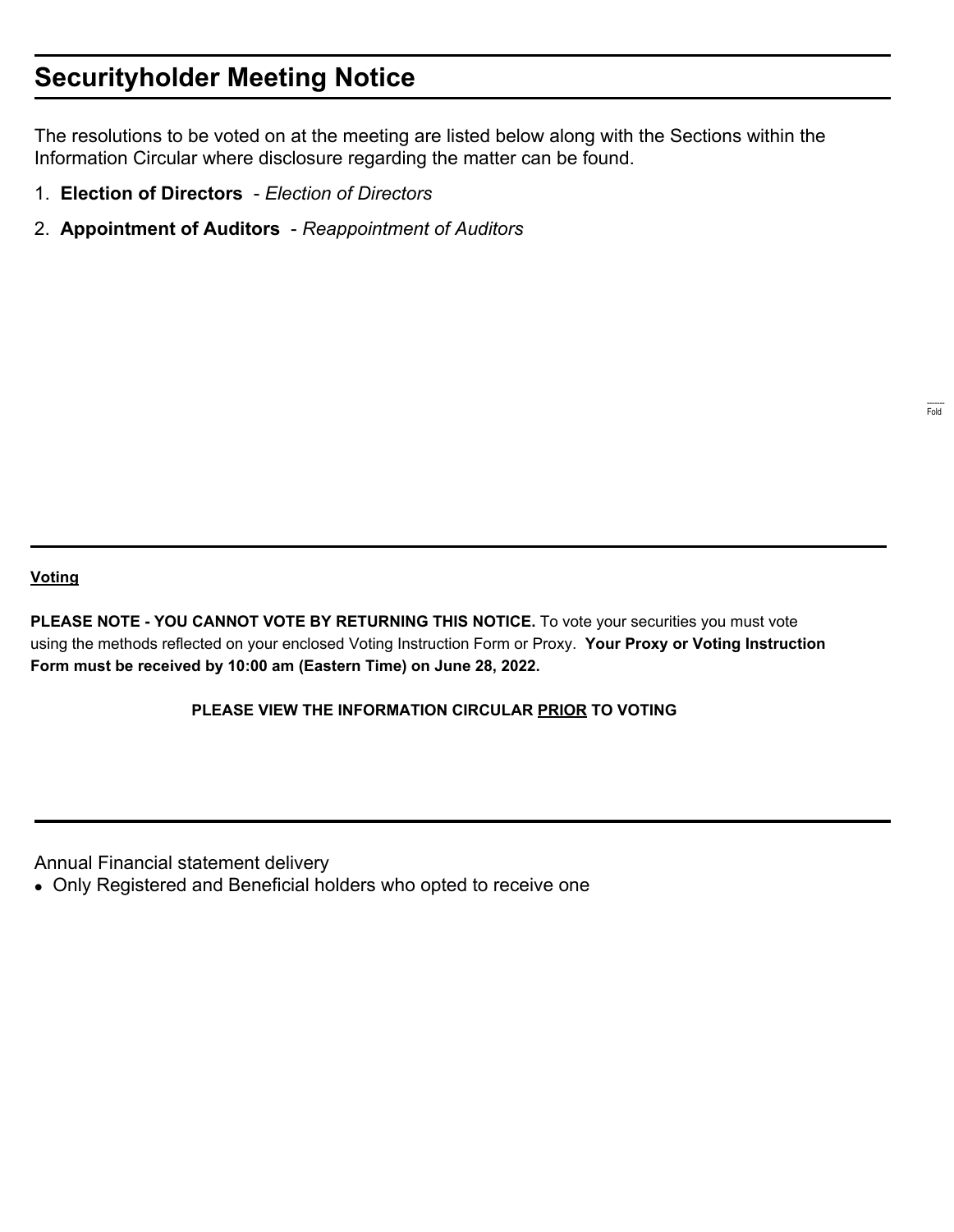# Securityholder Meeting Notice

The resolutions to be voted on at the meeting are listed below along with the Sections within the Information Circular where disclosure regarding the matter can be found.

1. **Election of Directors** - *Election of Directors*
2. **Appointment of Auditors** - *Reappointment of Auditors*

Fold

**Voting**

**PLEASE NOTE - YOU CANNOT VOTE BY RETURNING THIS NOTICE.** To vote your securities you must vote using the methods reflected on your enclosed Voting Instruction Form or Proxy. **Your Proxy or Voting Instruction Form must be received by 10:00 am (Eastern Time) on June 28, 2022.**

**PLEASE VIEW THE INFORMATION CIRCULAR PRIOR TO VOTING**

Annual Financial statement delivery

- Only Registered and Beneficial holders who opted to receive one